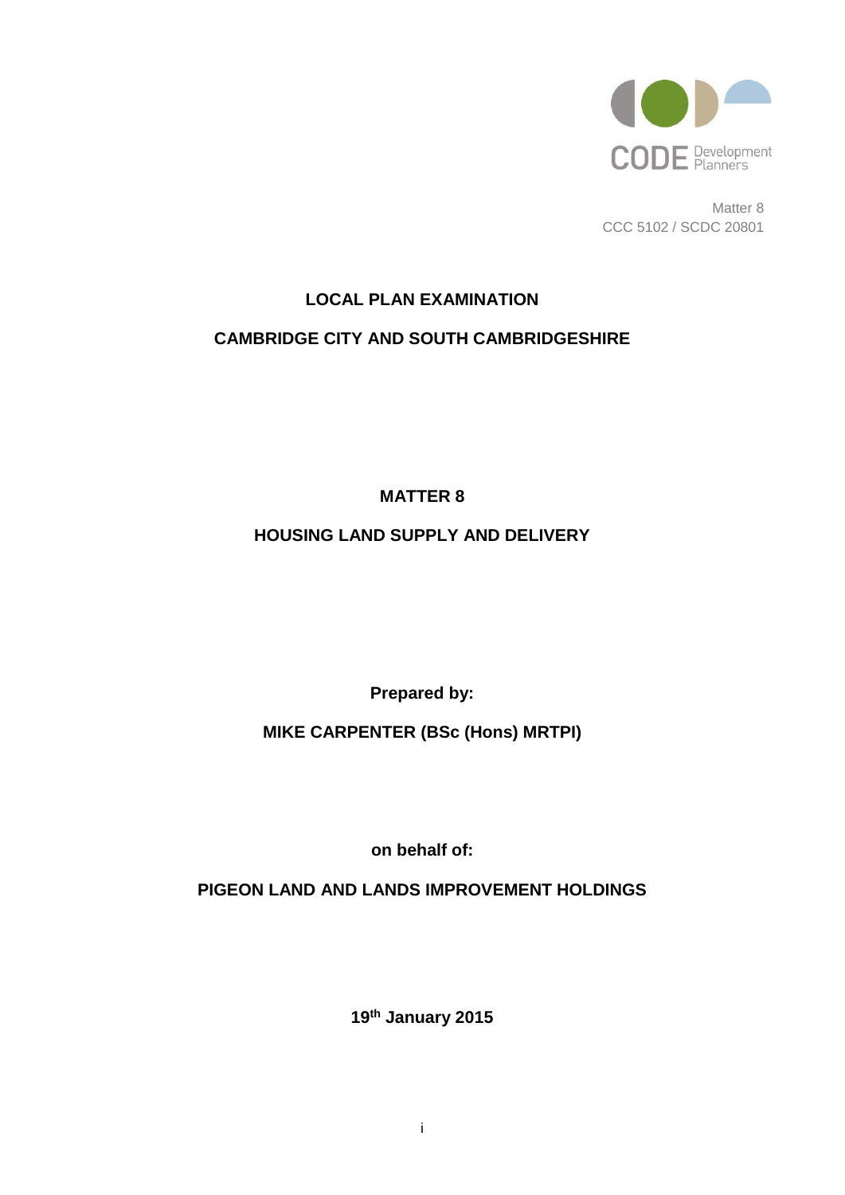CODE Development Planners

Matter 8
CCC 5102 / SCDC 20801

**LOCAL PLAN EXAMINATION**

**CAMBRIDGE CITY AND SOUTH CAMBRIDGESHIRE**

**MATTER 8**

**HOUSING LAND SUPPLY AND DELIVERY**

**Prepared by:**

**MIKE CARPENTER (BSc (Hons) MRTPI)**

**on behalf of:**

**PIGEON LAND AND LANDS IMPROVEMENT HOLDINGS**

**19th January 2015**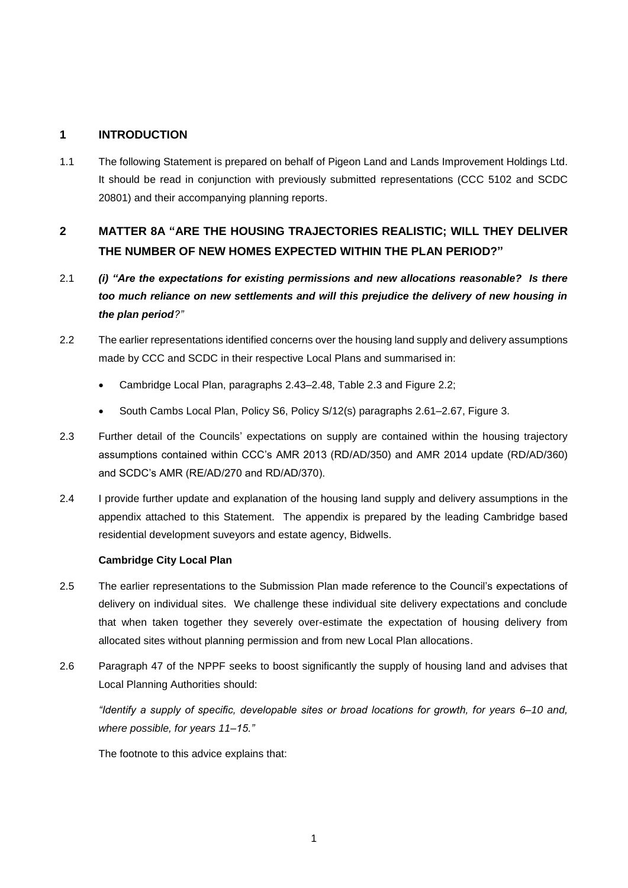## 1 INTRODUCTION

1.1 The following Statement is prepared on behalf of Pigeon Land and Lands Improvement Holdings Ltd. It should be read in conjunction with previously submitted representations (CCC 5102 and SCDC 20801) and their accompanying planning reports.

## 2 MATTER 8A "ARE THE HOUSING TRAJECTORIES REALISTIC; WILL THEY DELIVER THE NUMBER OF NEW HOMES EXPECTED WITHIN THE PLAN PERIOD?"

2.1 ***(i) "Are the expectations for existing permissions and new allocations reasonable? Is there too much reliance on new settlements and will this prejudice the delivery of new housing in the plan period?"***

2.2 The earlier representations identified concerns over the housing land supply and delivery assumptions made by CCC and SCDC in their respective Local Plans and summarised in:

- Cambridge Local Plan, paragraphs 2.43–2.48, Table 2.3 and Figure 2.2;
- South Cambs Local Plan, Policy S6, Policy S/12(s) paragraphs 2.61–2.67, Figure 3.

2.3 Further detail of the Councils' expectations on supply are contained within the housing trajectory assumptions contained within CCC's AMR 2013 (RD/AD/350) and AMR 2014 update (RD/AD/360) and SCDC's AMR (RE/AD/270 and RD/AD/370).

2.4 I provide further update and explanation of the housing land supply and delivery assumptions in the appendix attached to this Statement. The appendix is prepared by the leading Cambridge based residential development suveyors and estate agency, Bidwells.

**Cambridge City Local Plan**

2.5 The earlier representations to the Submission Plan made reference to the Council's expectations of delivery on individual sites. We challenge these individual site delivery expectations and conclude that when taken together they severely over-estimate the expectation of housing delivery from allocated sites without planning permission and from new Local Plan allocations.

2.6 Paragraph 47 of the NPPF seeks to boost significantly the supply of housing land and advises that Local Planning Authorities should:

*"Identify a supply of specific, developable sites or broad locations for growth, for years 6–10 and, where possible, for years 11–15."*

The footnote to this advice explains that: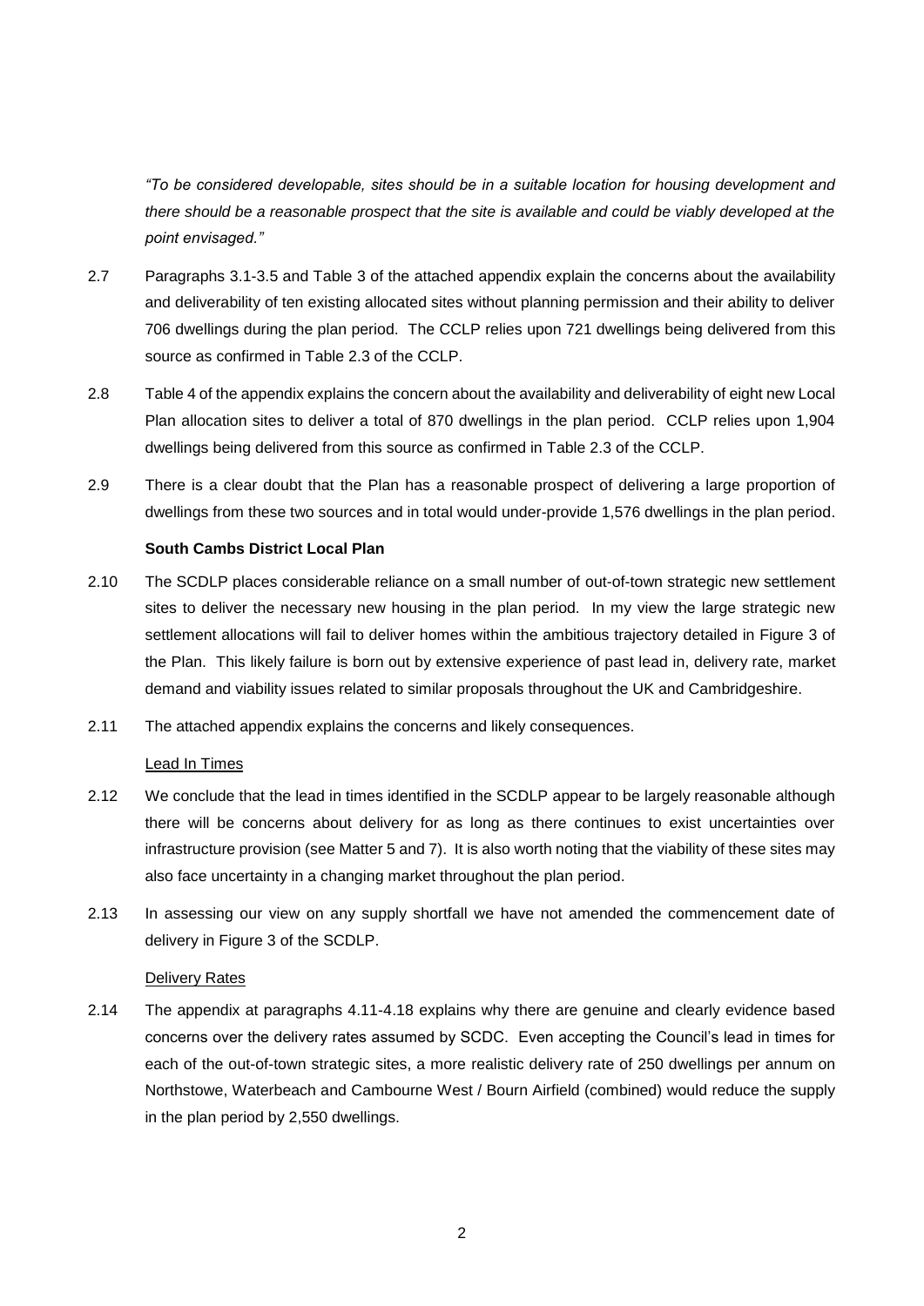*"To be considered developable, sites should be in a suitable location for housing development and there should be a reasonable prospect that the site is available and could be viably developed at the point envisaged."*

2.7 Paragraphs 3.1-3.5 and Table 3 of the attached appendix explain the concerns about the availability and deliverability of ten existing allocated sites without planning permission and their ability to deliver 706 dwellings during the plan period. The CCLP relies upon 721 dwellings being delivered from this source as confirmed in Table 2.3 of the CCLP.

2.8 Table 4 of the appendix explains the concern about the availability and deliverability of eight new Local Plan allocation sites to deliver a total of 870 dwellings in the plan period. CCLP relies upon 1,904 dwellings being delivered from this source as confirmed in Table 2.3 of the CCLP.

2.9 There is a clear doubt that the Plan has a reasonable prospect of delivering a large proportion of dwellings from these two sources and in total would under-provide 1,576 dwellings in the plan period.

**South Cambs District Local Plan**

2.10 The SCDLP places considerable reliance on a small number of out-of-town strategic new settlement sites to deliver the necessary new housing in the plan period. In my view the large strategic new settlement allocations will fail to deliver homes within the ambitious trajectory detailed in Figure 3 of the Plan. This likely failure is born out by extensive experience of past lead in, delivery rate, market demand and viability issues related to similar proposals throughout the UK and Cambridgeshire.

2.11 The attached appendix explains the concerns and likely consequences.

Lead In Times

2.12 We conclude that the lead in times identified in the SCDLP appear to be largely reasonable although there will be concerns about delivery for as long as there continues to exist uncertainties over infrastructure provision (see Matter 5 and 7). It is also worth noting that the viability of these sites may also face uncertainty in a changing market throughout the plan period.

2.13 In assessing our view on any supply shortfall we have not amended the commencement date of delivery in Figure 3 of the SCDLP.

Delivery Rates

2.14 The appendix at paragraphs 4.11-4.18 explains why there are genuine and clearly evidence based concerns over the delivery rates assumed by SCDC. Even accepting the Council's lead in times for each of the out-of-town strategic sites, a more realistic delivery rate of 250 dwellings per annum on Northstowe, Waterbeach and Cambourne West / Bourn Airfield (combined) would reduce the supply in the plan period by 2,550 dwellings.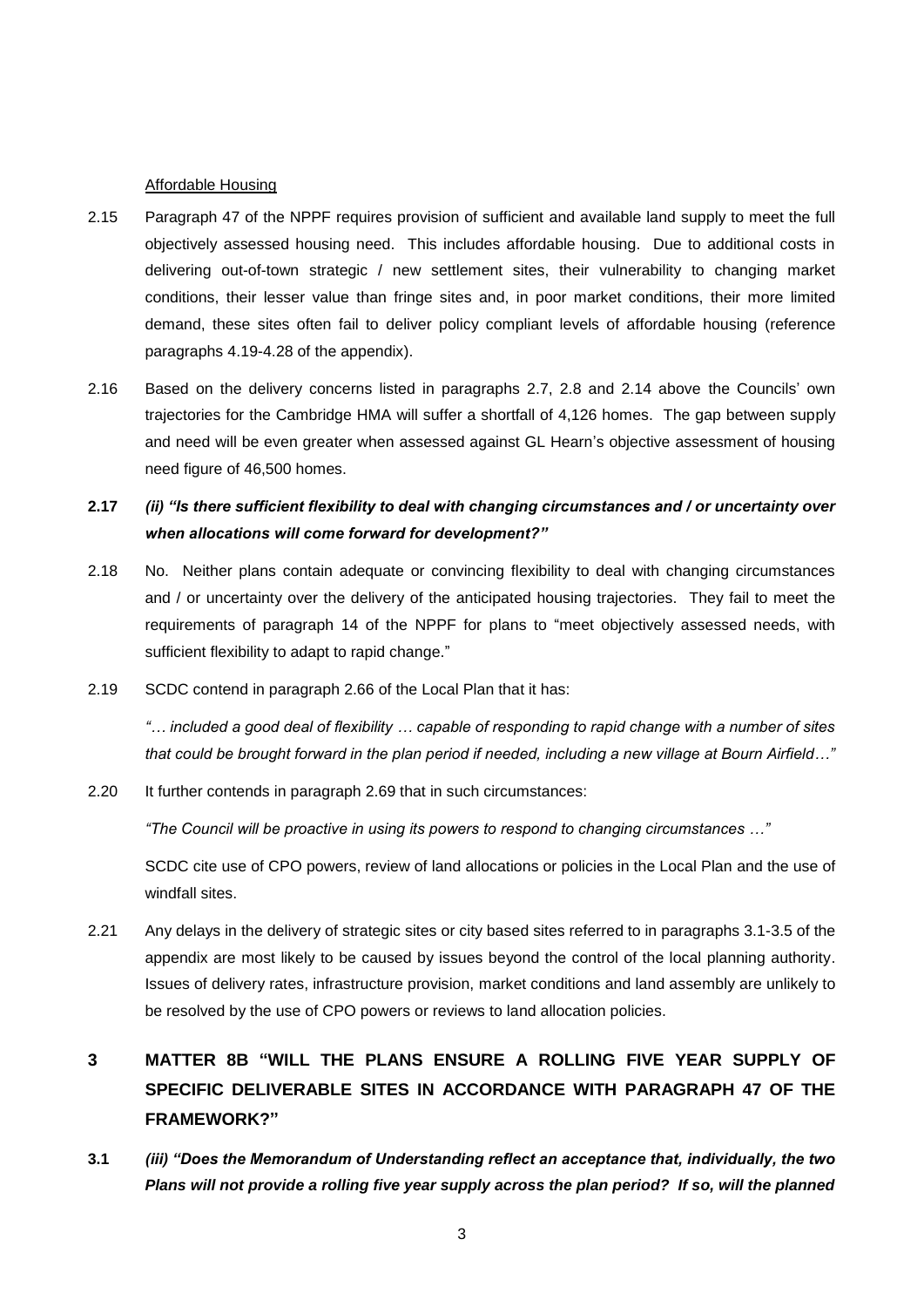Affordable Housing

2.15 Paragraph 47 of the NPPF requires provision of sufficient and available land supply to meet the full objectively assessed housing need. This includes affordable housing. Due to additional costs in delivering out-of-town strategic / new settlement sites, their vulnerability to changing market conditions, their lesser value than fringe sites and, in poor market conditions, their more limited demand, these sites often fail to deliver policy compliant levels of affordable housing (reference paragraphs 4.19-4.28 of the appendix).

2.16 Based on the delivery concerns listed in paragraphs 2.7, 2.8 and 2.14 above the Councils' own trajectories for the Cambridge HMA will suffer a shortfall of 4,126 homes. The gap between supply and need will be even greater when assessed against GL Hearn's objective assessment of housing need figure of 46,500 homes.

**2.17** ***(ii) "Is there sufficient flexibility to deal with changing circumstances and / or uncertainty over when allocations will come forward for development?"***

2.18 No. Neither plans contain adequate or convincing flexibility to deal with changing circumstances and / or uncertainty over the delivery of the anticipated housing trajectories. They fail to meet the requirements of paragraph 14 of the NPPF for plans to "meet objectively assessed needs, with sufficient flexibility to adapt to rapid change."

2.19 SCDC contend in paragraph 2.66 of the Local Plan that it has:

*"… included a good deal of flexibility … capable of responding to rapid change with a number of sites that could be brought forward in the plan period if needed, including a new village at Bourn Airfield…"*

2.20 It further contends in paragraph 2.69 that in such circumstances:

*"The Council will be proactive in using its powers to respond to changing circumstances …"*

SCDC cite use of CPO powers, review of land allocations or policies in the Local Plan and the use of windfall sites.

2.21 Any delays in the delivery of strategic sites or city based sites referred to in paragraphs 3.1-3.5 of the appendix are most likely to be caused by issues beyond the control of the local planning authority. Issues of delivery rates, infrastructure provision, market conditions and land assembly are unlikely to be resolved by the use of CPO powers or reviews to land allocation policies.

# 3 MATTER 8B "WILL THE PLANS ENSURE A ROLLING FIVE YEAR SUPPLY OF SPECIFIC DELIVERABLE SITES IN ACCORDANCE WITH PARAGRAPH 47 OF THE FRAMEWORK?"

**3.1** ***(iii) "Does the Memorandum of Understanding reflect an acceptance that, individually, the two Plans will not provide a rolling five year supply across the plan period? If so, will the planned***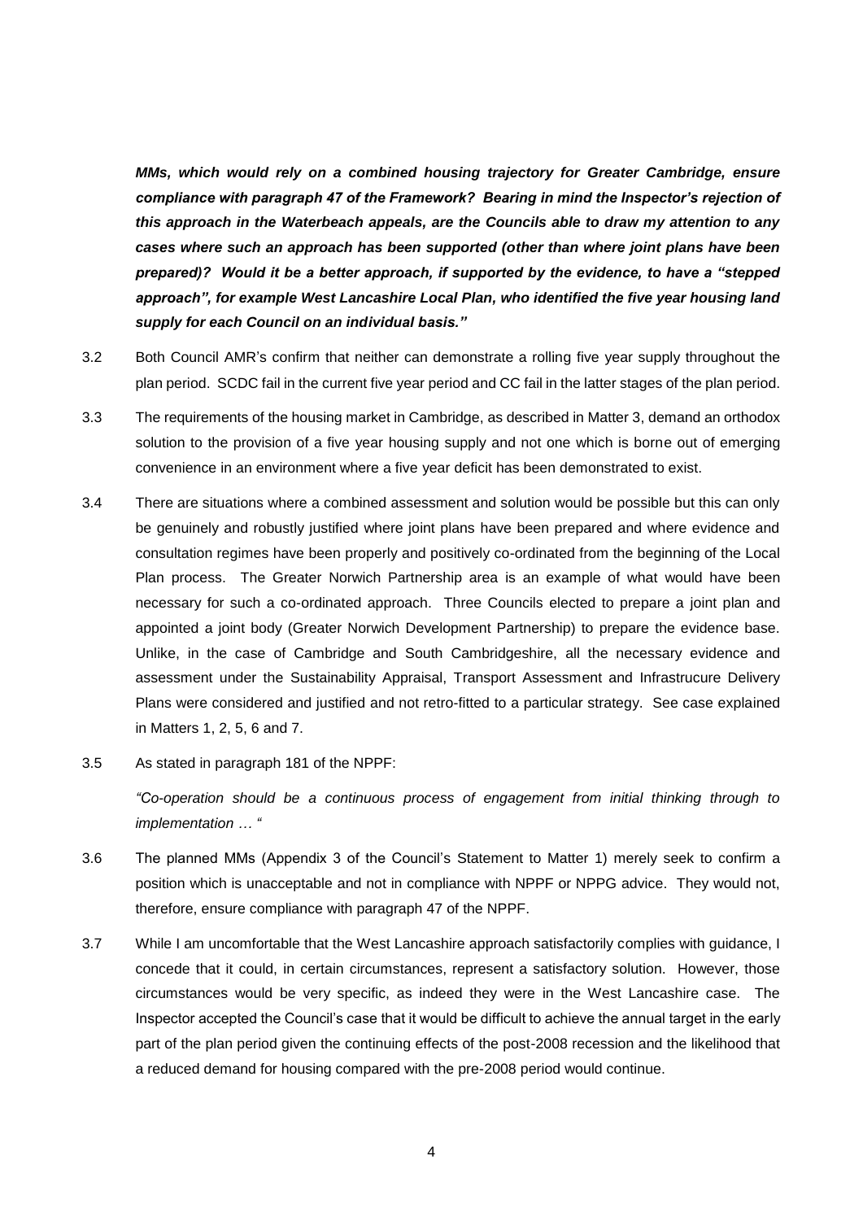***MMs, which would rely on a combined housing trajectory for Greater Cambridge, ensure compliance with paragraph 47 of the Framework? Bearing in mind the Inspector's rejection of this approach in the Waterbeach appeals, are the Councils able to draw my attention to any cases where such an approach has been supported (other than where joint plans have been prepared)? Would it be a better approach, if supported by the evidence, to have a "stepped approach", for example West Lancashire Local Plan, who identified the five year housing land supply for each Council on an individual basis."***

3.2 Both Council AMR's confirm that neither can demonstrate a rolling five year supply throughout the plan period. SCDC fail in the current five year period and CC fail in the latter stages of the plan period.

3.3 The requirements of the housing market in Cambridge, as described in Matter 3, demand an orthodox solution to the provision of a five year housing supply and not one which is borne out of emerging convenience in an environment where a five year deficit has been demonstrated to exist.

3.4 There are situations where a combined assessment and solution would be possible but this can only be genuinely and robustly justified where joint plans have been prepared and where evidence and consultation regimes have been properly and positively co-ordinated from the beginning of the Local Plan process. The Greater Norwich Partnership area is an example of what would have been necessary for such a co-ordinated approach. Three Councils elected to prepare a joint plan and appointed a joint body (Greater Norwich Development Partnership) to prepare the evidence base. Unlike, in the case of Cambridge and South Cambridgeshire, all the necessary evidence and assessment under the Sustainability Appraisal, Transport Assessment and Infrastrucure Delivery Plans were considered and justified and not retro-fitted to a particular strategy. See case explained in Matters 1, 2, 5, 6 and 7.

3.5 As stated in paragraph 181 of the NPPF:

*"Co-operation should be a continuous process of engagement from initial thinking through to implementation … "*

3.6 The planned MMs (Appendix 3 of the Council's Statement to Matter 1) merely seek to confirm a position which is unacceptable and not in compliance with NPPF or NPPG advice. They would not, therefore, ensure compliance with paragraph 47 of the NPPF.

3.7 While I am uncomfortable that the West Lancashire approach satisfactorily complies with guidance, I concede that it could, in certain circumstances, represent a satisfactory solution. However, those circumstances would be very specific, as indeed they were in the West Lancashire case. The Inspector accepted the Council's case that it would be difficult to achieve the annual target in the early part of the plan period given the continuing effects of the post-2008 recession and the likelihood that a reduced demand for housing compared with the pre-2008 period would continue.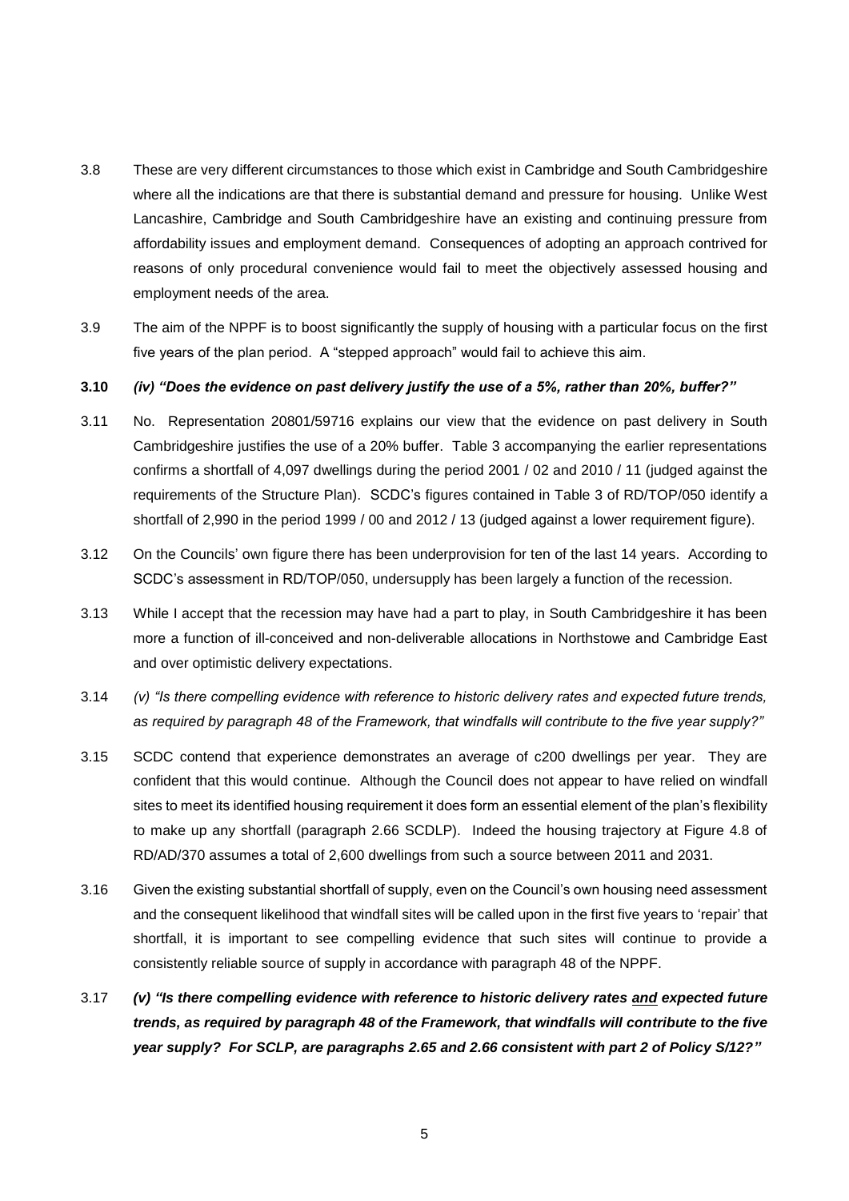3.8 These are very different circumstances to those which exist in Cambridge and South Cambridgeshire where all the indications are that there is substantial demand and pressure for housing. Unlike West Lancashire, Cambridge and South Cambridgeshire have an existing and continuing pressure from affordability issues and employment demand. Consequences of adopting an approach contrived for reasons of only procedural convenience would fail to meet the objectively assessed housing and employment needs of the area.

3.9 The aim of the NPPF is to boost significantly the supply of housing with a particular focus on the first five years of the plan period. A "stepped approach" would fail to achieve this aim.

**3.10** ***(iv) "Does the evidence on past delivery justify the use of a 5%, rather than 20%, buffer?"***

3.11 No. Representation 20801/59716 explains our view that the evidence on past delivery in South Cambridgeshire justifies the use of a 20% buffer. Table 3 accompanying the earlier representations confirms a shortfall of 4,097 dwellings during the period 2001 / 02 and 2010 / 11 (judged against the requirements of the Structure Plan). SCDC's figures contained in Table 3 of RD/TOP/050 identify a shortfall of 2,990 in the period 1999 / 00 and 2012 / 13 (judged against a lower requirement figure).

3.12 On the Councils' own figure there has been underprovision for ten of the last 14 years. According to SCDC's assessment in RD/TOP/050, undersupply has been largely a function of the recession.

3.13 While I accept that the recession may have had a part to play, in South Cambridgeshire it has been more a function of ill-conceived and non-deliverable allocations in Northstowe and Cambridge East and over optimistic delivery expectations.

3.14 *(v) "Is there compelling evidence with reference to historic delivery rates and expected future trends, as required by paragraph 48 of the Framework, that windfalls will contribute to the five year supply?"*

3.15 SCDC contend that experience demonstrates an average of c200 dwellings per year. They are confident that this would continue. Although the Council does not appear to have relied on windfall sites to meet its identified housing requirement it does form an essential element of the plan's flexibility to make up any shortfall (paragraph 2.66 SCDLP). Indeed the housing trajectory at Figure 4.8 of RD/AD/370 assumes a total of 2,600 dwellings from such a source between 2011 and 2031.

3.16 Given the existing substantial shortfall of supply, even on the Council's own housing need assessment and the consequent likelihood that windfall sites will be called upon in the first five years to 'repair' that shortfall, it is important to see compelling evidence that such sites will continue to provide a consistently reliable source of supply in accordance with paragraph 48 of the NPPF.

3.17 ***(v) "Is there compelling evidence with reference to historic delivery rates <u>and</u> expected future trends, as required by paragraph 48 of the Framework, that windfalls will contribute to the five year supply? For SCLP, are paragraphs 2.65 and 2.66 consistent with part 2 of Policy S/12?"***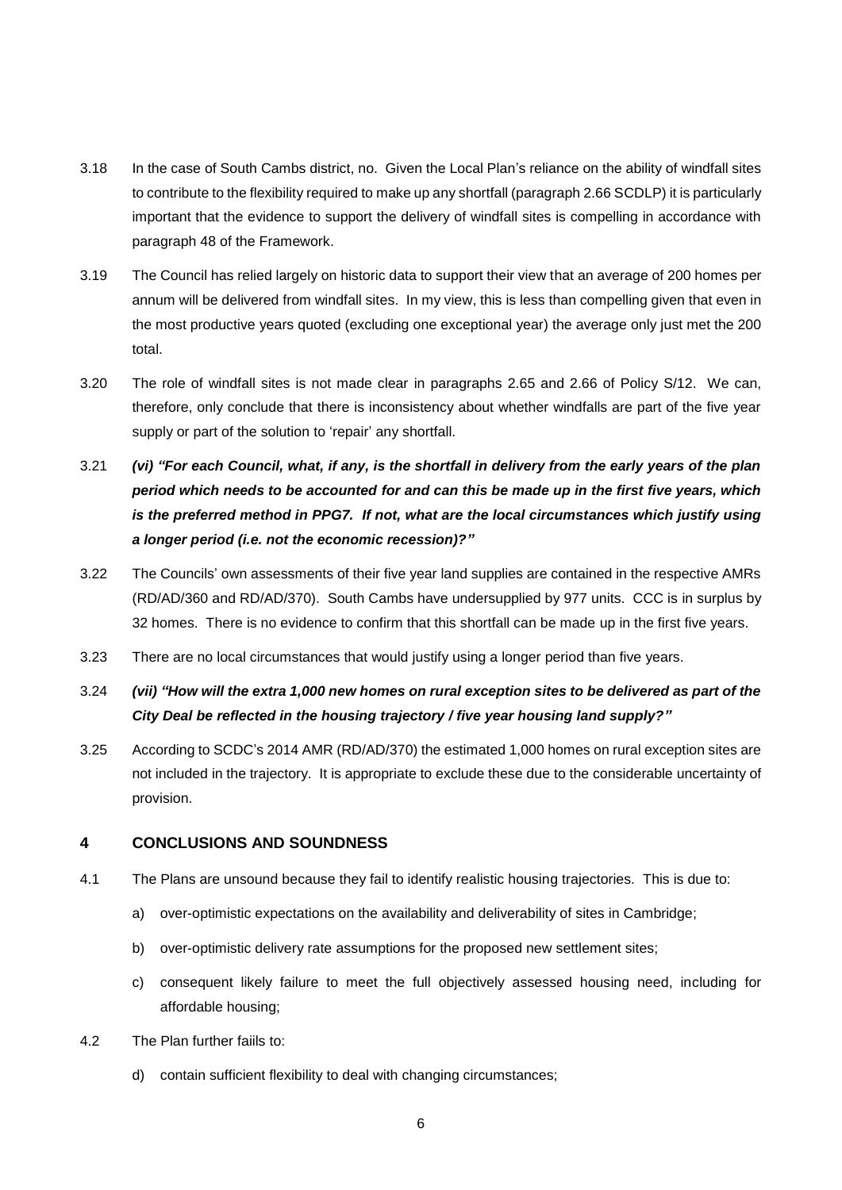3.18 In the case of South Cambs district, no. Given the Local Plan's reliance on the ability of windfall sites to contribute to the flexibility required to make up any shortfall (paragraph 2.66 SCDLP) it is particularly important that the evidence to support the delivery of windfall sites is compelling in accordance with paragraph 48 of the Framework.

3.19 The Council has relied largely on historic data to support their view that an average of 200 homes per annum will be delivered from windfall sites. In my view, this is less than compelling given that even in the most productive years quoted (excluding one exceptional year) the average only just met the 200 total.

3.20 The role of windfall sites is not made clear in paragraphs 2.65 and 2.66 of Policy S/12. We can, therefore, only conclude that there is inconsistency about whether windfalls are part of the five year supply or part of the solution to 'repair' any shortfall.

3.21 ***(vi) "For each Council, what, if any, is the shortfall in delivery from the early years of the plan period which needs to be accounted for and can this be made up in the first five years, which is the preferred method in PPG7. If not, what are the local circumstances which justify using a longer period (i.e. not the economic recession)?"***

3.22 The Councils' own assessments of their five year land supplies are contained in the respective AMRs (RD/AD/360 and RD/AD/370). South Cambs have undersupplied by 977 units. CCC is in surplus by 32 homes. There is no evidence to confirm that this shortfall can be made up in the first five years.

3.23 There are no local circumstances that would justify using a longer period than five years.

3.24 ***(vii) "How will the extra 1,000 new homes on rural exception sites to be delivered as part of the City Deal be reflected in the housing trajectory / five year housing land supply?"***

3.25 According to SCDC's 2014 AMR (RD/AD/370) the estimated 1,000 homes on rural exception sites are not included in the trajectory. It is appropriate to exclude these due to the considerable uncertainty of provision.

## 4 CONCLUSIONS AND SOUNDNESS

4.1 The Plans are unsound because they fail to identify realistic housing trajectories. This is due to:

a) over-optimistic expectations on the availability and deliverability of sites in Cambridge;

b) over-optimistic delivery rate assumptions for the proposed new settlement sites;

c) consequent likely failure to meet the full objectively assessed housing need, including for affordable housing;

4.2 The Plan further faiils to:

d) contain sufficient flexibility to deal with changing circumstances;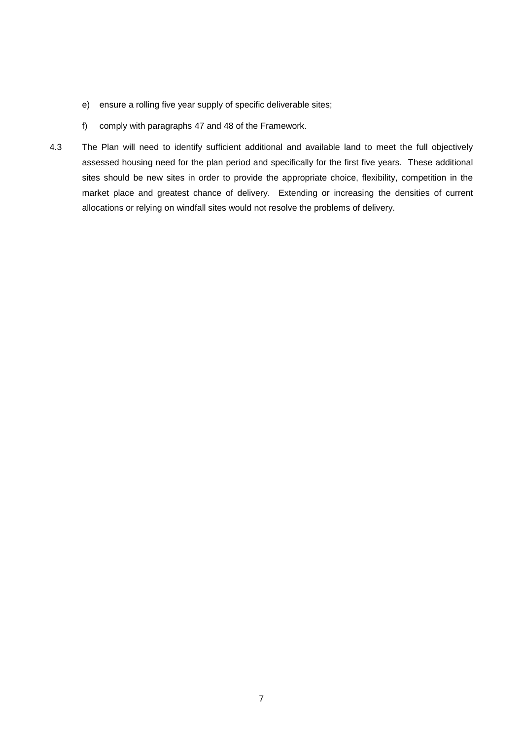e) ensure a rolling five year supply of specific deliverable sites;

f) comply with paragraphs 47 and 48 of the Framework.

4.3 The Plan will need to identify sufficient additional and available land to meet the full objectively assessed housing need for the plan period and specifically for the first five years. These additional sites should be new sites in order to provide the appropriate choice, flexibility, competition in the market place and greatest chance of delivery. Extending or increasing the densities of current allocations or relying on windfall sites would not resolve the problems of delivery.